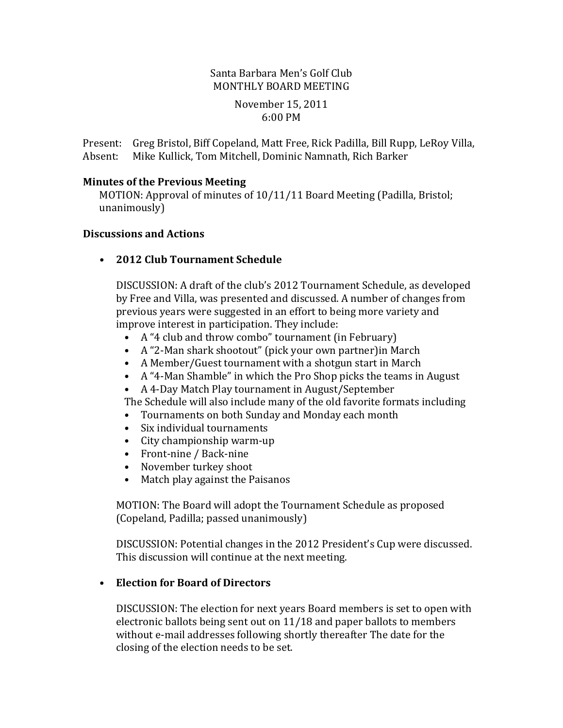Santa Barbara Men's Golf Club
MONTHLY BOARD MEETING

November 15, 2011
6:00 PM

Present: Greg Bristol, Biff Copeland, Matt Free, Rick Padilla, Bill Rupp, LeRoy Villa,
Absent: Mike Kullick, Tom Mitchell, Dominic Namnath, Rich Barker

**Minutes of the Previous Meeting**

MOTION: Approval of minutes of 10/11/11 Board Meeting (Padilla, Bristol; unanimously)

**Discussions and Actions**

- **2012 Club Tournament Schedule**

  DISCUSSION: A draft of the club's 2012 Tournament Schedule, as developed by Free and Villa, was presented and discussed. A number of changes from previous years were suggested in an effort to being more variety and improve interest in participation. They include:
  - A "4 club and throw combo" tournament (in February)
  - A "2-Man shark shootout" (pick your own partner)in March
  - A Member/Guest tournament with a shotgun start in March
  - A "4-Man Shamble" in which the Pro Shop picks the teams in August
  - A 4-Day Match Play tournament in August/September

  The Schedule will also include many of the old favorite formats including
  - Tournaments on both Sunday and Monday each month
  - Six individual tournaments
  - City championship warm-up
  - Front-nine / Back-nine
  - November turkey shoot
  - Match play against the Paisanos

  MOTION: The Board will adopt the Tournament Schedule as proposed (Copeland, Padilla; passed unanimously)

  DISCUSSION: Potential changes in the 2012 President's Cup were discussed. This discussion will continue at the next meeting.

- **Election for Board of Directors**

  DISCUSSION: The election for next years Board members is set to open with electronic ballots being sent out on 11/18 and paper ballots to members without e-mail addresses following shortly thereafter The date for the closing of the election needs to be set.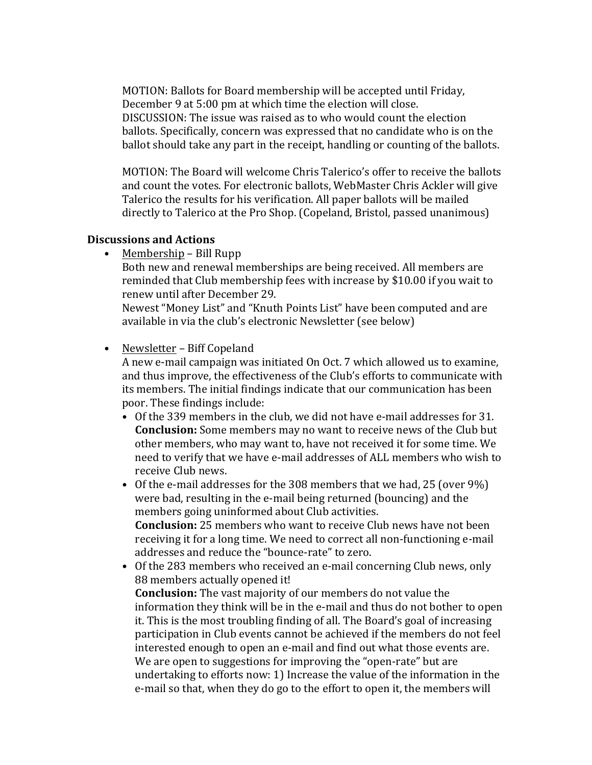MOTION: Ballots for Board membership will be accepted until Friday, December 9 at 5:00 pm at which time the election will close.
DISCUSSION: The issue was raised as to who would count the election ballots. Specifically, concern was expressed that no candidate who is on the ballot should take any part in the receipt, handling or counting of the ballots.

MOTION: The Board will welcome Chris Talerico's offer to receive the ballots and count the votes. For electronic ballots, WebMaster Chris Ackler will give Talerico the results for his verification. All paper ballots will be mailed directly to Talerico at the Pro Shop. (Copeland, Bristol, passed unanimous)

### Discussions and Actions

- Membership – Bill Rupp
  Both new and renewal memberships are being received. All members are reminded that Club membership fees with increase by $10.00 if you wait to renew until after December 29.
  Newest "Money List" and "Knuth Points List" have been computed and are available in via the club's electronic Newsletter (see below)

- Newsletter – Biff Copeland
  A new e-mail campaign was initiated On Oct. 7 which allowed us to examine, and thus improve, the effectiveness of the Club's efforts to communicate with its members. The initial findings indicate that our communication has been poor. These findings include:
  - Of the 339 members in the club, we did not have e-mail addresses for 31. **Conclusion:** Some members may no want to receive news of the Club but other members, who may want to, have not received it for some time. We need to verify that we have e-mail addresses of ALL members who wish to receive Club news.
  - Of the e-mail addresses for the 308 members that we had, 25 (over 9%) were bad, resulting in the e-mail being returned (bouncing) and the members going uninformed about Club activities.
    **Conclusion:** 25 members who want to receive Club news have not been receiving it for a long time. We need to correct all non-functioning e-mail addresses and reduce the "bounce-rate" to zero.
  - Of the 283 members who received an e-mail concerning Club news, only 88 members actually opened it!
    **Conclusion:** The vast majority of our members do not value the information they think will be in the e-mail and thus do not bother to open it. This is the most troubling finding of all. The Board's goal of increasing participation in Club events cannot be achieved if the members do not feel interested enough to open an e-mail and find out what those events are. We are open to suggestions for improving the "open-rate" but are undertaking to efforts now: 1) Increase the value of the information in the e-mail so that, when they do go to the effort to open it, the members will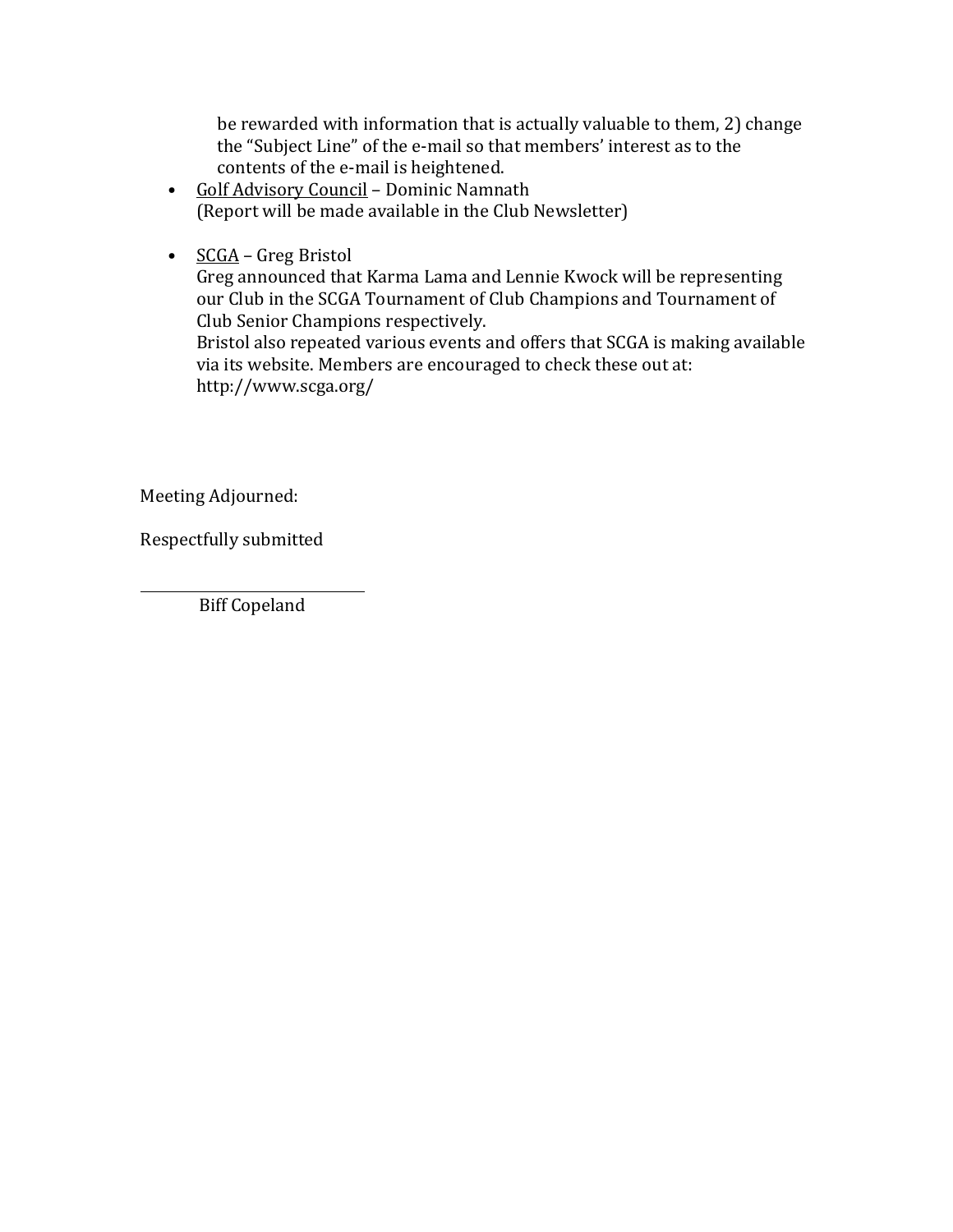be rewarded with information that is actually valuable to them, 2) change the "Subject Line" of the e-mail so that members' interest as to the contents of the e-mail is heightened.

- <u>Golf Advisory Council</u> – Dominic Namnath
  (Report will be made available in the Club Newsletter)

- <u>SCGA</u> – Greg Bristol
  Greg announced that Karma Lama and Lennie Kwock will be representing our Club in the SCGA Tournament of Club Champions and Tournament of Club Senior Champions respectively.
  Bristol also repeated various events and offers that SCGA is making available via its website. Members are encouraged to check these out at: http://www.scga.org/

Meeting Adjourned:

Respectfully submitted

\_\_\_\_\_\_\_\_\_\_\_\_\_\_\_\_\_\_\_\_\_\_\_\_\_\_\_\_

Biff Copeland